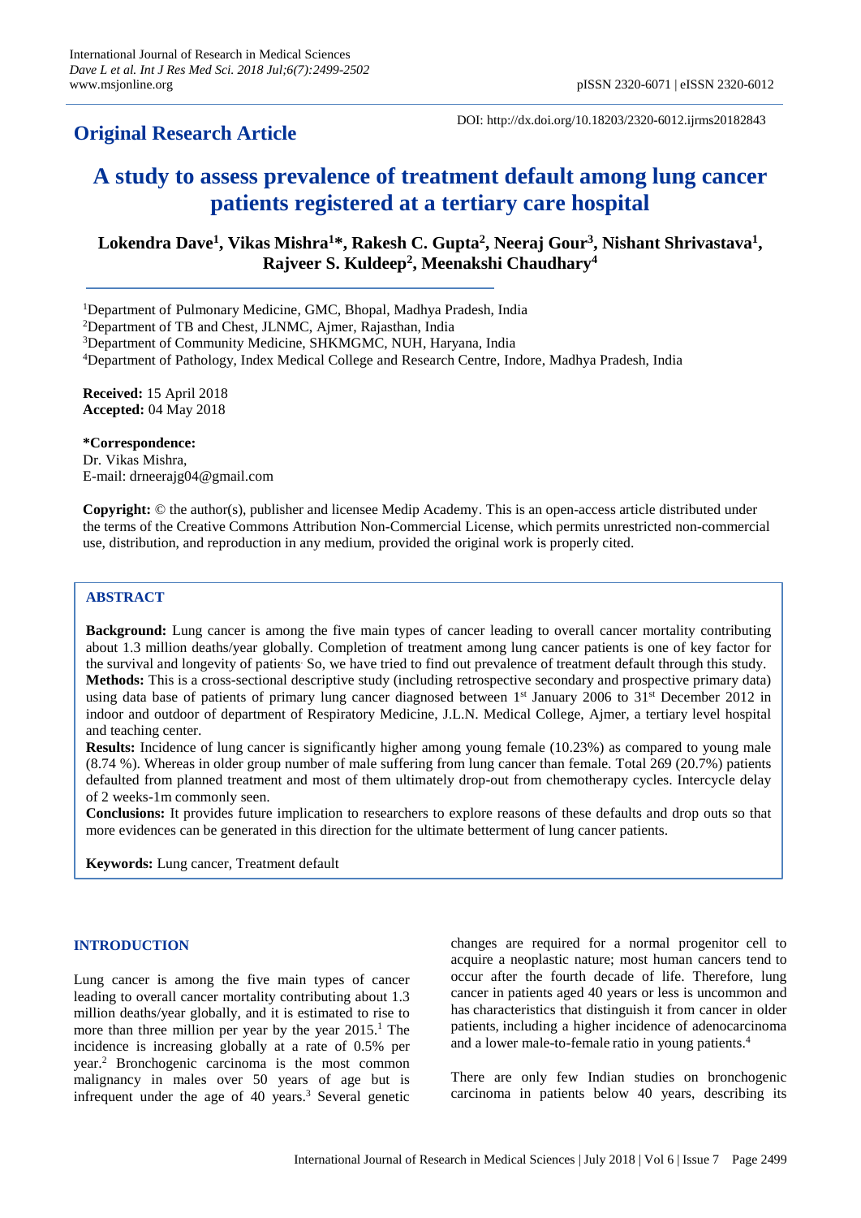## Original Research Article

DOI: http://dx.doi.org/10.18203/2320-6012.ijrms20182843

# A study to assess prevalence of treatment default among lung cancer patients registered at a tertiary care hospital

**Lokendra Dave[1], Vikas Mishra[1]\*, Rakesh C. Gupta[2], Neeraj Gour[3], Nishant Shrivastava[1], Rajveer S. Kuldeep[2], Meenakshi Chaudhary[4]**

[1]Department of Pulmonary Medicine, GMC, Bhopal, Madhya Pradesh, India
[2]Department of TB and Chest, JLNMC, Ajmer, Rajasthan, India
[3]Department of Community Medicine, SHKMGMC, NUH, Haryana, India
[4]Department of Pathology, Index Medical College and Research Centre, Indore, Madhya Pradesh, India

**Received:** 15 April 2018
**Accepted:** 04 May 2018

**\*Correspondence:**
Dr. Vikas Mishra,
E-mail: drneerajg04@gmail.com

**Copyright:** © the author(s), publisher and licensee Medip Academy. This is an open-access article distributed under the terms of the Creative Commons Attribution Non-Commercial License, which permits unrestricted non-commercial use, distribution, and reproduction in any medium, provided the original work is properly cited.

## ABSTRACT

**Background:** Lung cancer is among the five main types of cancer leading to overall cancer mortality contributing about 1.3 million deaths/year globally. Completion of treatment among lung cancer patients is one of key factor for the survival and longevity of patients. So, we have tried to find out prevalence of treatment default through this study.

**Methods:** This is a cross-sectional descriptive study (including retrospective secondary and prospective primary data) using data base of patients of primary lung cancer diagnosed between 1st January 2006 to 31st December 2012 in indoor and outdoor of department of Respiratory Medicine, J.L.N. Medical College, Ajmer, a tertiary level hospital and teaching center.

**Results:** Incidence of lung cancer is significantly higher among young female (10.23%) as compared to young male (8.74 %). Whereas in older group number of male suffering from lung cancer than female. Total 269 (20.7%) patients defaulted from planned treatment and most of them ultimately drop-out from chemotherapy cycles. Intercycle delay of 2 weeks-1m commonly seen.

**Conclusions:** It provides future implication to researchers to explore reasons of these defaults and drop outs so that more evidences can be generated in this direction for the ultimate betterment of lung cancer patients.

**Keywords:** Lung cancer, Treatment default

## INTRODUCTION

Lung cancer is among the five main types of cancer leading to overall cancer mortality contributing about 1.3 million deaths/year globally, and it is estimated to rise to more than three million per year by the year 2015.[1] The incidence is increasing globally at a rate of 0.5% per year.[2] Bronchogenic carcinoma is the most common malignancy in males over 50 years of age but is infrequent under the age of 40 years.[3] Several genetic changes are required for a normal progenitor cell to acquire a neoplastic nature; most human cancers tend to occur after the fourth decade of life. Therefore, lung cancer in patients aged 40 years or less is uncommon and has characteristics that distinguish it from cancer in older patients, including a higher incidence of adenocarcinoma and a lower male-to-female ratio in young patients.[4]

There are only few Indian studies on bronchogenic carcinoma in patients below 40 years, describing its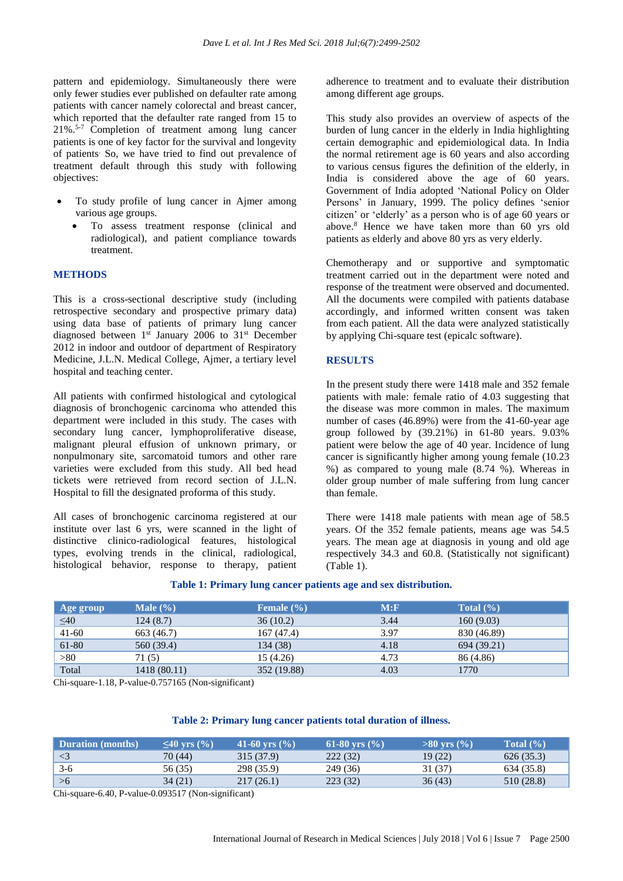pattern and epidemiology. Simultaneously there were only fewer studies ever published on defaulter rate among patients with cancer namely colorectal and breast cancer, which reported that the defaulter rate ranged from 15 to 21%.[5-7] Completion of treatment among lung cancer patients is one of key factor for the survival and longevity of patients. So, we have tried to find out prevalence of treatment default through this study with following objectives:

- To study profile of lung cancer in Ajmer among various age groups.
  - To assess treatment response (clinical and radiological), and patient compliance towards treatment.

## METHODS

This is a cross-sectional descriptive study (including retrospective secondary and prospective primary data) using data base of patients of primary lung cancer diagnosed between 1st January 2006 to 31st December 2012 in indoor and outdoor of department of Respiratory Medicine, J.L.N. Medical College, Ajmer, a tertiary level hospital and teaching center.

All patients with confirmed histological and cytological diagnosis of bronchogenic carcinoma who attended this department were included in this study. The cases with secondary lung cancer, lymphoproliferative disease, malignant pleural effusion of unknown primary, or nonpulmonary site, sarcomatoid tumors and other rare varieties were excluded from this study. All bed head tickets were retrieved from record section of J.L.N. Hospital to fill the designated proforma of this study.

All cases of bronchogenic carcinoma registered at our institute over last 6 yrs, were scanned in the light of distinctive clinico-radiological features, histological types, evolving trends in the clinical, radiological, histological behavior, response to therapy, patient adherence to treatment and to evaluate their distribution among different age groups.

This study also provides an overview of aspects of the burden of lung cancer in the elderly in India highlighting certain demographic and epidemiological data. In India the normal retirement age is 60 years and also according to various census figures the definition of the elderly, in India is considered above the age of 60 years. Government of India adopted 'National Policy on Older Persons' in January, 1999. The policy defines 'senior citizen' or 'elderly' as a person who is of age 60 years or above.[8] Hence we have taken more than 60 yrs old patients as elderly and above 80 yrs as very elderly.

Chemotherapy and or supportive and symptomatic treatment carried out in the department were noted and response of the treatment were observed and documented. All the documents were compiled with patients database accordingly, and informed written consent was taken from each patient. All the data were analyzed statistically by applying Chi-square test (epicalc software).

## RESULTS

In the present study there were 1418 male and 352 female patients with male: female ratio of 4.03 suggesting that the disease was more common in males. The maximum number of cases (46.89%) were from the 41-60-year age group followed by (39.21%) in 61-80 years. 9.03% patient were below the age of 40 year. Incidence of lung cancer is significantly higher among young female (10.23 %) as compared to young male (8.74 %). Whereas in older group number of male suffering from lung cancer than female.

There were 1418 male patients with mean age of 58.5 years. Of the 352 female patients, means age was 54.5 years. The mean age at diagnosis in young and old age respectively 34.3 and 60.8. (Statistically not significant) (Table 1).

**Table 1: Primary lung cancer patients age and sex distribution.**

| Age group | Male (%) | Female (%) | M:F | Total (%) |
|---|---|---|---|---|
| ≤40 | 124 (8.7) | 36 (10.2) | 3.44 | 160 (9.03) |
| 41-60 | 663 (46.7) | 167 (47.4) | 3.97 | 830 (46.89) |
| 61-80 | 560 (39.4) | 134 (38) | 4.18 | 694 (39.21) |
| >80 | 71 (5) | 15 (4.26) | 4.73 | 86 (4.86) |
| Total | 1418 (80.11) | 352 (19.88) | 4.03 | 1770 |

Chi-square-1.18, P-value-0.757165 (Non-significant)

**Table 2: Primary lung cancer patients total duration of illness.**

| Duration (months) | ≤40 yrs (%) | 41-60 yrs (%) | 61-80 yrs (%) | >80 yrs (%) | Total (%) |
|---|---|---|---|---|---|
| <3 | 70 (44) | 315 (37.9) | 222 (32) | 19 (22) | 626 (35.3) |
| 3-6 | 56 (35) | 298 (35.9) | 249 (36) | 31 (37) | 634 (35.8) |
| >6 | 34 (21) | 217 (26.1) | 223 (32) | 36 (43) | 510 (28.8) |

Chi-square-6.40, P-value-0.093517 (Non-significant)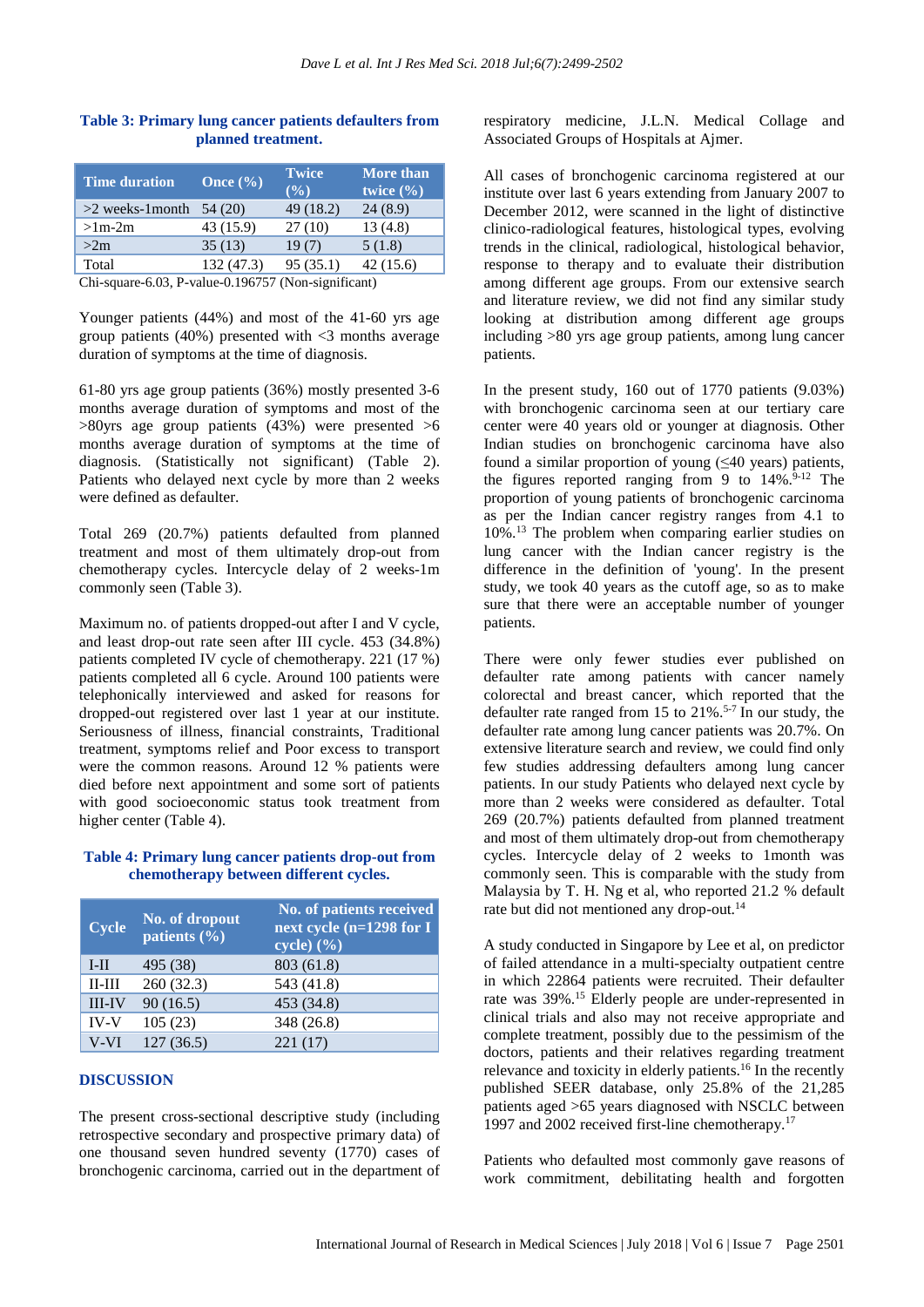**Table 3: Primary lung cancer patients defaulters from planned treatment.**

| Time duration | Once (%) | Twice (%) | More than twice (%) |
|---|---|---|---|
| >2 weeks-1month | 54 (20) | 49 (18.2) | 24 (8.9) |
| >1m-2m | 43 (15.9) | 27 (10) | 13 (4.8) |
| >2m | 35 (13) | 19 (7) | 5 (1.8) |
| Total | 132 (47.3) | 95 (35.1) | 42 (15.6) |

Chi-square-6.03, P-value-0.196757 (Non-significant)

Younger patients (44%) and most of the 41-60 yrs age group patients (40%) presented with <3 months average duration of symptoms at the time of diagnosis.

61-80 yrs age group patients (36%) mostly presented 3-6 months average duration of symptoms and most of the >80yrs age group patients (43%) were presented >6 months average duration of symptoms at the time of diagnosis. (Statistically not significant) (Table 2). Patients who delayed next cycle by more than 2 weeks were defined as defaulter.

Total 269 (20.7%) patients defaulted from planned treatment and most of them ultimately drop-out from chemotherapy cycles. Intercycle delay of 2 weeks-1m commonly seen (Table 3).

Maximum no. of patients dropped-out after I and V cycle, and least drop-out rate seen after III cycle. 453 (34.8%) patients completed IV cycle of chemotherapy. 221 (17 %) patients completed all 6 cycle. Around 100 patients were telephonically interviewed and asked for reasons for dropped-out registered over last 1 year at our institute. Seriousness of illness, financial constraints, Traditional treatment, symptoms relief and Poor excess to transport were the common reasons. Around 12 % patients were died before next appointment and some sort of patients with good socioeconomic status took treatment from higher center (Table 4).

**Table 4: Primary lung cancer patients drop-out from chemotherapy between different cycles.**

| Cycle | No. of dropout patients (%) | No. of patients received next cycle (n=1298 for I cycle) (%) |
|---|---|---|
| I-II | 495 (38) | 803 (61.8) |
| II-III | 260 (32.3) | 543 (41.8) |
| III-IV | 90 (16.5) | 453 (34.8) |
| IV-V | 105 (23) | 348 (26.8) |
| V-VI | 127 (36.5) | 221 (17) |

## DISCUSSION

The present cross-sectional descriptive study (including retrospective secondary and prospective primary data) of one thousand seven hundred seventy (1770) cases of bronchogenic carcinoma, carried out in the department of respiratory medicine, J.L.N. Medical Collage and Associated Groups of Hospitals at Ajmer.

All cases of bronchogenic carcinoma registered at our institute over last 6 years extending from January 2007 to December 2012, were scanned in the light of distinctive clinico-radiological features, histological types, evolving trends in the clinical, radiological, histological behavior, response to therapy and to evaluate their distribution among different age groups. From our extensive search and literature review, we did not find any similar study looking at distribution among different age groups including >80 yrs age group patients, among lung cancer patients.

In the present study, 160 out of 1770 patients (9.03%) with bronchogenic carcinoma seen at our tertiary care center were 40 years old or younger at diagnosis. Other Indian studies on bronchogenic carcinoma have also found a similar proportion of young (≤40 years) patients, the figures reported ranging from 9 to 14%.[9-12] The proportion of young patients of bronchogenic carcinoma as per the Indian cancer registry ranges from 4.1 to 10%.[13] The problem when comparing earlier studies on lung cancer with the Indian cancer registry is the difference in the definition of 'young'. In the present study, we took 40 years as the cutoff age, so as to make sure that there were an acceptable number of younger patients.

There were only fewer studies ever published on defaulter rate among patients with cancer namely colorectal and breast cancer, which reported that the defaulter rate ranged from 15 to 21%.[5-7] In our study, the defaulter rate among lung cancer patients was 20.7%. On extensive literature search and review, we could find only few studies addressing defaulters among lung cancer patients. In our study Patients who delayed next cycle by more than 2 weeks were considered as defaulter. Total 269 (20.7%) patients defaulted from planned treatment and most of them ultimately drop-out from chemotherapy cycles. Intercycle delay of 2 weeks to 1month was commonly seen. This is comparable with the study from Malaysia by T. H. Ng et al, who reported 21.2 % default rate but did not mentioned any drop-out.[14]

A study conducted in Singapore by Lee et al, on predictor of failed attendance in a multi-specialty outpatient centre in which 22864 patients were recruited. Their defaulter rate was 39%.[15] Elderly people are under-represented in clinical trials and also may not receive appropriate and complete treatment, possibly due to the pessimism of the doctors, patients and their relatives regarding treatment relevance and toxicity in elderly patients.[16] In the recently published SEER database, only 25.8% of the 21,285 patients aged >65 years diagnosed with NSCLC between 1997 and 2002 received first-line chemotherapy.[17]

Patients who defaulted most commonly gave reasons of work commitment, debilitating health and forgotten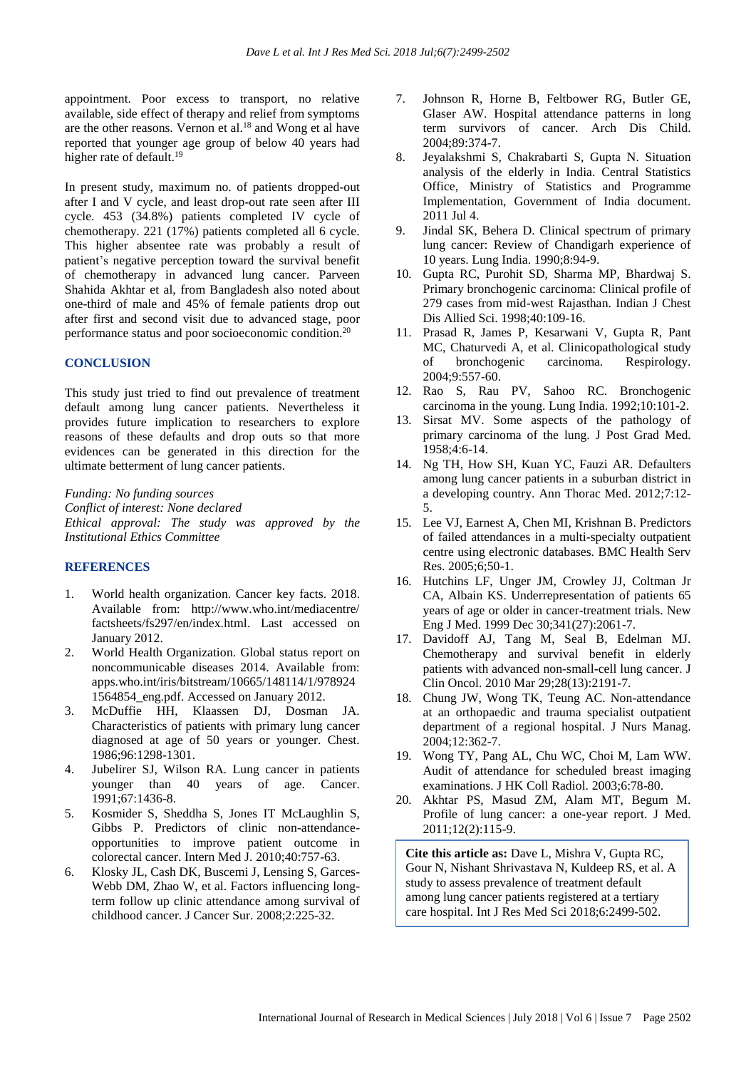appointment. Poor excess to transport, no relative available, side effect of therapy and relief from symptoms are the other reasons. Vernon et al.[18] and Wong et al have reported that younger age group of below 40 years had higher rate of default.[19]

In present study, maximum no. of patients dropped-out after I and V cycle, and least drop-out rate seen after III cycle. 453 (34.8%) patients completed IV cycle of chemotherapy. 221 (17%) patients completed all 6 cycle. This higher absentee rate was probably a result of patient's negative perception toward the survival benefit of chemotherapy in advanced lung cancer. Parveen Shahida Akhtar et al, from Bangladesh also noted about one-third of male and 45% of female patients drop out after first and second visit due to advanced stage, poor performance status and poor socioeconomic condition.[20]

## CONCLUSION

This study just tried to find out prevalence of treatment default among lung cancer patients. Nevertheless it provides future implication to researchers to explore reasons of these defaults and drop outs so that more evidences can be generated in this direction for the ultimate betterment of lung cancer patients.

*Funding: No funding sources*
*Conflict of interest: None declared*
*Ethical approval: The study was approved by the Institutional Ethics Committee*

## REFERENCES

1. World health organization. Cancer key facts. 2018. Available from: http://www.who.int/mediacentre/factsheets/fs297/en/index.html. Last accessed on January 2012.
2. World Health Organization. Global status report on noncommunicable diseases 2014. Available from: apps.who.int/iris/bitstream/10665/148114/1/9789241564854_eng.pdf. Accessed on January 2012.
3. McDuffie HH, Klaassen DJ, Dosman JA. Characteristics of patients with primary lung cancer diagnosed at age of 50 years or younger. Chest. 1986;96:1298-1301.
4. Jubelirer SJ, Wilson RA. Lung cancer in patients younger than 40 years of age. Cancer. 1991;67:1436-8.
5. Kosmider S, Sheddha S, Jones IT McLaughlin S, Gibbs P. Predictors of clinic non-attendance-opportunities to improve patient outcome in colorectal cancer. Intern Med J. 2010;40:757-63.
6. Klosky JL, Cash DK, Buscemi J, Lensing S, Garces-Webb DM, Zhao W, et al. Factors influencing long-term follow up clinic attendance among survival of childhood cancer. J Cancer Sur. 2008;2:225-32.
7. Johnson R, Horne B, Feltbower RG, Butler GE, Glaser AW. Hospital attendance patterns in long term survivors of cancer. Arch Dis Child. 2004;89:374-7.
8. Jeyalakshmi S, Chakrabarti S, Gupta N. Situation analysis of the elderly in India. Central Statistics Office, Ministry of Statistics and Programme Implementation, Government of India document. 2011 Jul 4.
9. Jindal SK, Behera D. Clinical spectrum of primary lung cancer: Review of Chandigarh experience of 10 years. Lung India. 1990;8:94-9.
10. Gupta RC, Purohit SD, Sharma MP, Bhardwaj S. Primary bronchogenic carcinoma: Clinical profile of 279 cases from mid-west Rajasthan. Indian J Chest Dis Allied Sci. 1998;40:109-16.
11. Prasad R, James P, Kesarwani V, Gupta R, Pant MC, Chaturvedi A, et al. Clinicopathological study of bronchogenic carcinoma. Respirology. 2004;9:557-60.
12. Rao S, Rau PV, Sahoo RC. Bronchogenic carcinoma in the young. Lung India. 1992;10:101-2.
13. Sirsat MV. Some aspects of the pathology of primary carcinoma of the lung. J Post Grad Med. 1958;4:6-14.
14. Ng TH, How SH, Kuan YC, Fauzi AR. Defaulters among lung cancer patients in a suburban district in a developing country. Ann Thorac Med. 2012;7:12-5.
15. Lee VJ, Earnest A, Chen MI, Krishnan B. Predictors of failed attendances in a multi-specialty outpatient centre using electronic databases. BMC Health Serv Res. 2005;6;50-1.
16. Hutchins LF, Unger JM, Crowley JJ, Coltman Jr CA, Albain KS. Underrepresentation of patients 65 years of age or older in cancer-treatment trials. New Eng J Med. 1999 Dec 30;341(27):2061-7.
17. Davidoff AJ, Tang M, Seal B, Edelman MJ. Chemotherapy and survival benefit in elderly patients with advanced non-small-cell lung cancer. J Clin Oncol. 2010 Mar 29;28(13):2191-7.
18. Chung JW, Wong TK, Teung AC. Non-attendance at an orthopaedic and trauma specialist outpatient department of a regional hospital. J Nurs Manag. 2004;12:362-7.
19. Wong TY, Pang AL, Chu WC, Choi M, Lam WW. Audit of attendance for scheduled breast imaging examinations. J HK Coll Radiol. 2003;6:78-80.
20. Akhtar PS, Masud ZM, Alam MT, Begum M. Profile of lung cancer: a one-year report. J Med. 2011;12(2):115-9.

**Cite this article as:** Dave L, Mishra V, Gupta RC, Gour N, Nishant Shrivastava N, Kuldeep RS, et al. A study to assess prevalence of treatment default among lung cancer patients registered at a tertiary care hospital. Int J Res Med Sci 2018;6:2499-502.